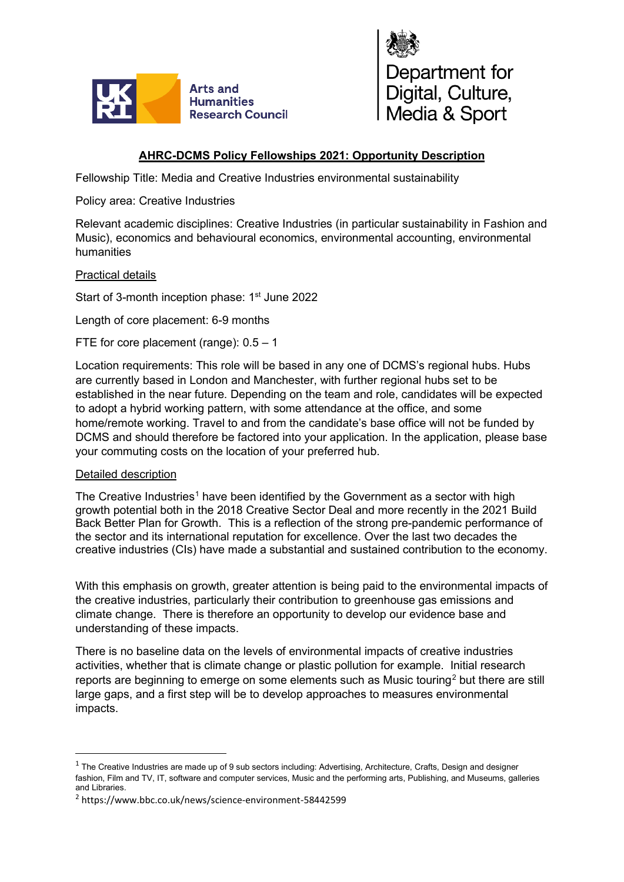# AHRC-DCMS Policy Fellowships 2021: Opportunity Description

Fellowship Title: Media and Creative Industries environmental sustainability

Policy area: Creative Industries

Relevant academic disciplines: Creative Industries (in particular sustainability in Fashion and Music), economics and behavioural economics, environmental accounting, environmental humanities

## Practical details

Start of 3-month inception phase: 1st June 2022

Length of core placement: 6-9 months

FTE for core placement (range): 0.5 – 1

Location requirements: This role will be based in any one of DCMS's regional hubs. Hubs are currently based in London and Manchester, with further regional hubs set to be established in the near future. Depending on the team and role, candidates will be expected to adopt a hybrid working pattern, with some attendance at the office, and some home/remote working. Travel to and from the candidate's base office will not be funded by DCMS and should therefore be factored into your application. In the application, please base your commuting costs on the location of your preferred hub.

## Detailed description

The Creative Industries[1] have been identified by the Government as a sector with high growth potential both in the 2018 Creative Sector Deal and more recently in the 2021 Build Back Better Plan for Growth. This is a reflection of the strong pre-pandemic performance of the sector and its international reputation for excellence. Over the last two decades the creative industries (CIs) have made a substantial and sustained contribution to the economy.

With this emphasis on growth, greater attention is being paid to the environmental impacts of the creative industries, particularly their contribution to greenhouse gas emissions and climate change. There is therefore an opportunity to develop our evidence base and understanding of these impacts.

There is no baseline data on the levels of environmental impacts of creative industries activities, whether that is climate change or plastic pollution for example. Initial research reports are beginning to emerge on some elements such as Music touring[2] but there are still large gaps, and a first step will be to develop approaches to measures environmental impacts.

---

[1] The Creative Industries are made up of 9 sub sectors including: Advertising, Architecture, Crafts, Design and designer fashion, Film and TV, IT, software and computer services, Music and the performing arts, Publishing, and Museums, galleries and Libraries.

[2] https://www.bbc.co.uk/news/science-environment-58442599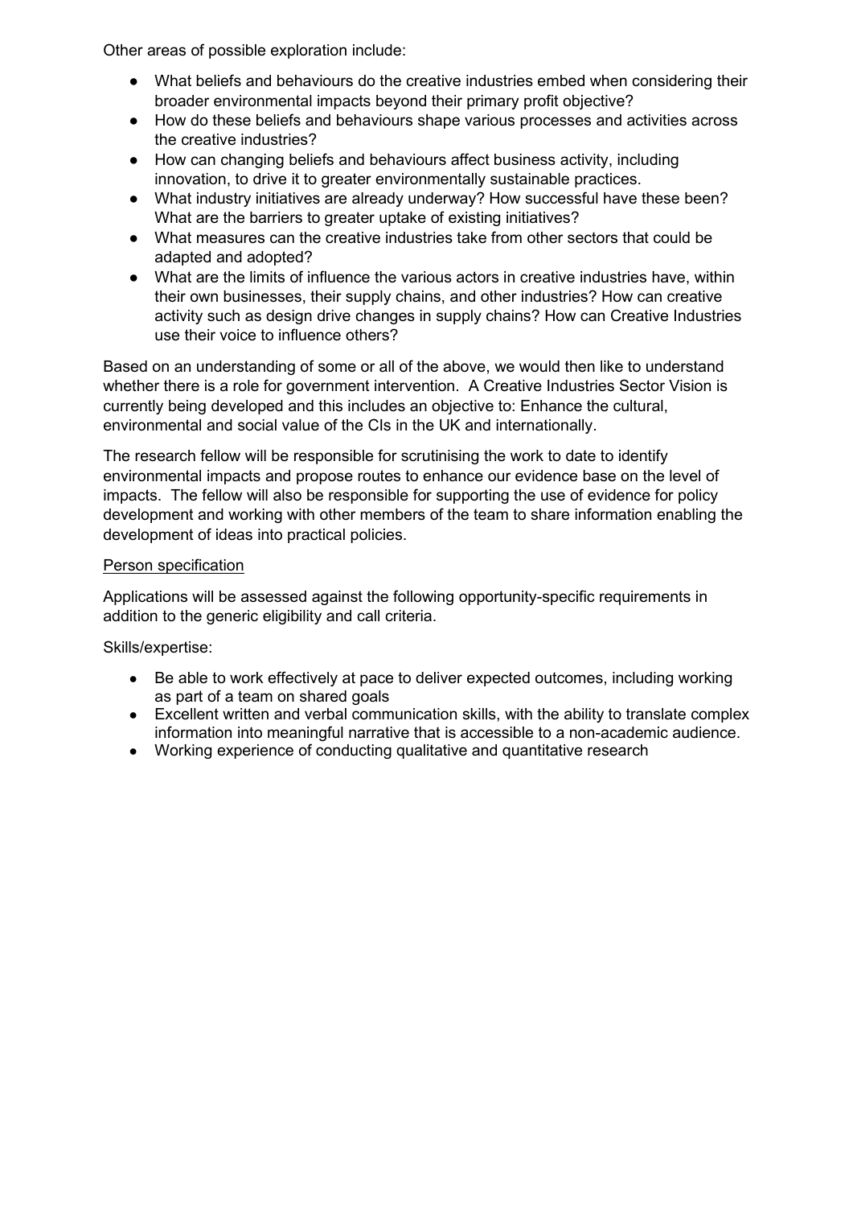Other areas of possible exploration include:

- What beliefs and behaviours do the creative industries embed when considering their broader environmental impacts beyond their primary profit objective?
- How do these beliefs and behaviours shape various processes and activities across the creative industries?
- How can changing beliefs and behaviours affect business activity, including innovation, to drive it to greater environmentally sustainable practices.
- What industry initiatives are already underway? How successful have these been? What are the barriers to greater uptake of existing initiatives?
- What measures can the creative industries take from other sectors that could be adapted and adopted?
- What are the limits of influence the various actors in creative industries have, within their own businesses, their supply chains, and other industries? How can creative activity such as design drive changes in supply chains? How can Creative Industries use their voice to influence others?

Based on an understanding of some or all of the above, we would then like to understand whether there is a role for government intervention. A Creative Industries Sector Vision is currently being developed and this includes an objective to: Enhance the cultural, environmental and social value of the CIs in the UK and internationally.

The research fellow will be responsible for scrutinising the work to date to identify environmental impacts and propose routes to enhance our evidence base on the level of impacts. The fellow will also be responsible for supporting the use of evidence for policy development and working with other members of the team to share information enabling the development of ideas into practical policies.

Person specification

Applications will be assessed against the following opportunity-specific requirements in addition to the generic eligibility and call criteria.

Skills/expertise:

- Be able to work effectively at pace to deliver expected outcomes, including working as part of a team on shared goals
- Excellent written and verbal communication skills, with the ability to translate complex information into meaningful narrative that is accessible to a non-academic audience.
- Working experience of conducting qualitative and quantitative research